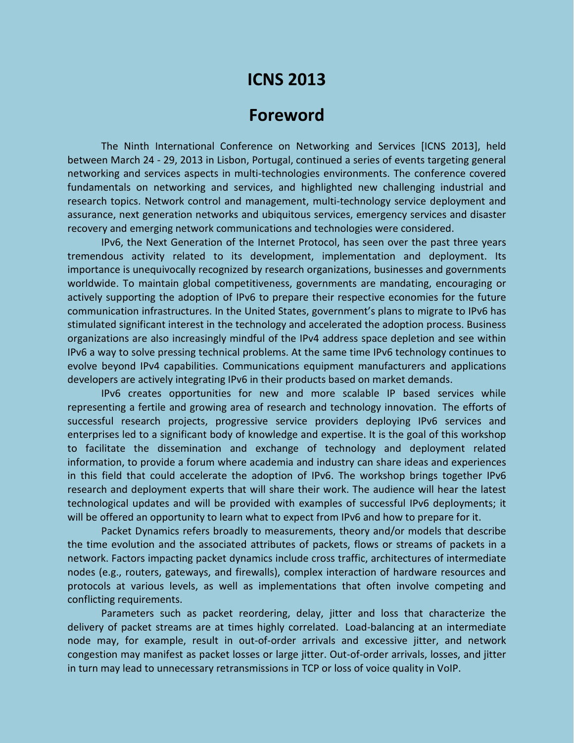# ICNS 2013

## Foreword

The Ninth International Conference on Networking and Services [ICNS 2013], held between March 24 - 29, 2013 in Lisbon, Portugal, continued a series of events targeting general networking and services aspects in multi-technologies environments. The conference covered fundamentals on networking and services, and highlighted new challenging industrial and research topics. Network control and management, multi-technology service deployment and assurance, next generation networks and ubiquitous services, emergency services and disaster recovery and emerging network communications and technologies were considered.

IPv6, the Next Generation of the Internet Protocol, has seen over the past three years tremendous activity related to its development, implementation and deployment. Its importance is unequivocally recognized by research organizations, businesses and governments worldwide. To maintain global competitiveness, governments are mandating, encouraging or actively supporting the adoption of IPv6 to prepare their respective economies for the future communication infrastructures. In the United States, government's plans to migrate to IPv6 has stimulated significant interest in the technology and accelerated the adoption process. Business organizations are also increasingly mindful of the IPv4 address space depletion and see within IPv6 a way to solve pressing technical problems. At the same time IPv6 technology continues to evolve beyond IPv4 capabilities. Communications equipment manufacturers and applications developers are actively integrating IPv6 in their products based on market demands.

IPv6 creates opportunities for new and more scalable IP based services while representing a fertile and growing area of research and technology innovation. The efforts of successful research projects, progressive service providers deploying IPv6 services and enterprises led to a significant body of knowledge and expertise. It is the goal of this workshop to facilitate the dissemination and exchange of technology and deployment related information, to provide a forum where academia and industry can share ideas and experiences in this field that could accelerate the adoption of IPv6. The workshop brings together IPv6 research and deployment experts that will share their work. The audience will hear the latest technological updates and will be provided with examples of successful IPv6 deployments; it will be offered an opportunity to learn what to expect from IPv6 and how to prepare for it.

Packet Dynamics refers broadly to measurements, theory and/or models that describe the time evolution and the associated attributes of packets, flows or streams of packets in a network. Factors impacting packet dynamics include cross traffic, architectures of intermediate nodes (e.g., routers, gateways, and firewalls), complex interaction of hardware resources and protocols at various levels, as well as implementations that often involve competing and conflicting requirements.

Parameters such as packet reordering, delay, jitter and loss that characterize the delivery of packet streams are at times highly correlated. Load-balancing at an intermediate node may, for example, result in out-of-order arrivals and excessive jitter, and network congestion may manifest as packet losses or large jitter. Out-of-order arrivals, losses, and jitter in turn may lead to unnecessary retransmissions in TCP or loss of voice quality in VoIP.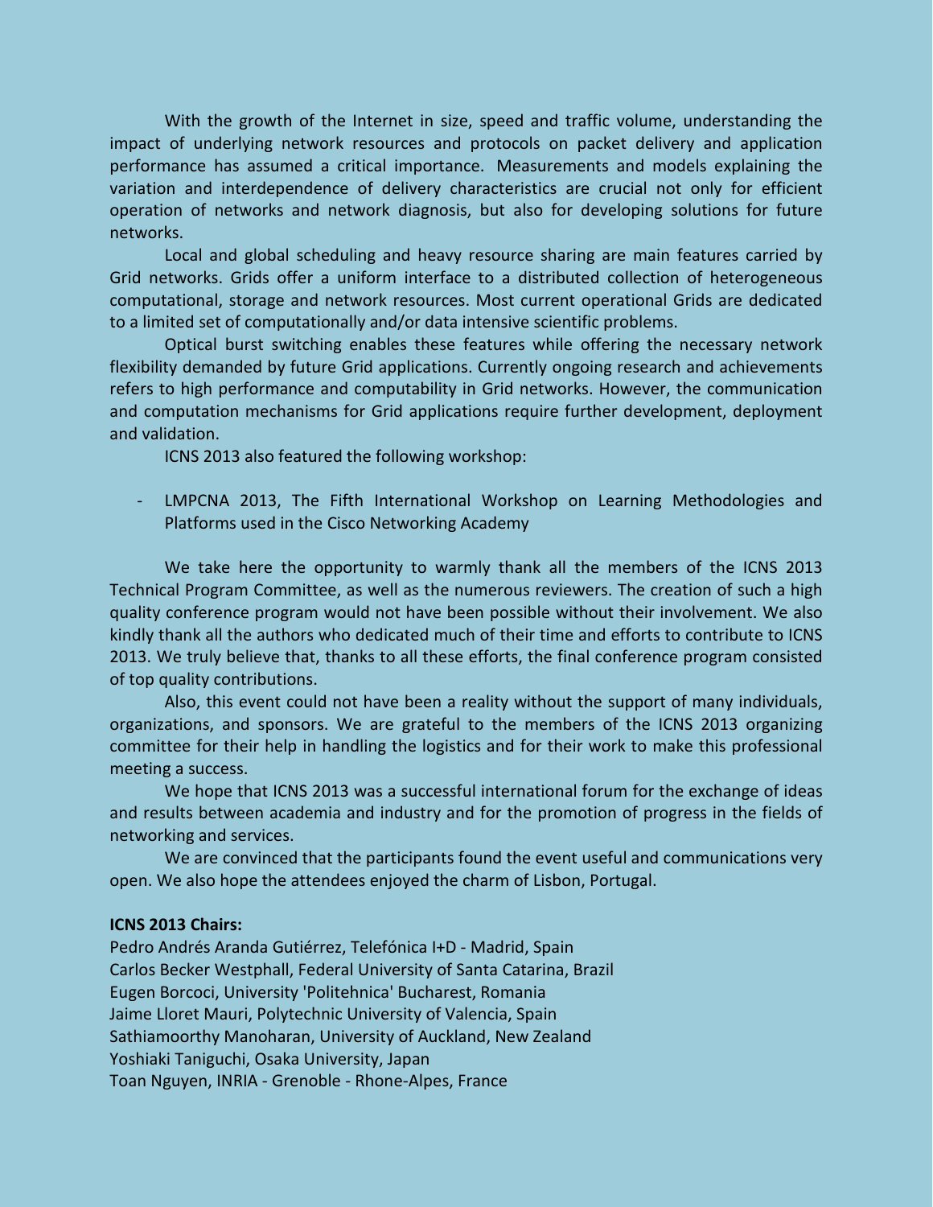With the growth of the Internet in size, speed and traffic volume, understanding the impact of underlying network resources and protocols on packet delivery and application performance has assumed a critical importance. Measurements and models explaining the variation and interdependence of delivery characteristics are crucial not only for efficient operation of networks and network diagnosis, but also for developing solutions for future networks.

Local and global scheduling and heavy resource sharing are main features carried by Grid networks. Grids offer a uniform interface to a distributed collection of heterogeneous computational, storage and network resources. Most current operational Grids are dedicated to a limited set of computationally and/or data intensive scientific problems.

Optical burst switching enables these features while offering the necessary network flexibility demanded by future Grid applications. Currently ongoing research and achievements refers to high performance and computability in Grid networks. However, the communication and computation mechanisms for Grid applications require further development, deployment and validation.

ICNS 2013 also featured the following workshop:

- LMPCNA 2013, The Fifth International Workshop on Learning Methodologies and Platforms used in the Cisco Networking Academy

We take here the opportunity to warmly thank all the members of the ICNS 2013 Technical Program Committee, as well as the numerous reviewers. The creation of such a high quality conference program would not have been possible without their involvement. We also kindly thank all the authors who dedicated much of their time and efforts to contribute to ICNS 2013. We truly believe that, thanks to all these efforts, the final conference program consisted of top quality contributions.

Also, this event could not have been a reality without the support of many individuals, organizations, and sponsors. We are grateful to the members of the ICNS 2013 organizing committee for their help in handling the logistics and for their work to make this professional meeting a success.

We hope that ICNS 2013 was a successful international forum for the exchange of ideas and results between academia and industry and for the promotion of progress in the fields of networking and services.

We are convinced that the participants found the event useful and communications very open. We also hope the attendees enjoyed the charm of Lisbon, Portugal.

**ICNS 2013 Chairs:**

Pedro Andrés Aranda Gutiérrez, Telefónica I+D - Madrid, Spain
Carlos Becker Westphall, Federal University of Santa Catarina, Brazil
Eugen Borcoci, University 'Politehnica' Bucharest, Romania
Jaime Lloret Mauri, Polytechnic University of Valencia, Spain
Sathiamoorthy Manoharan, University of Auckland, New Zealand
Yoshiaki Taniguchi, Osaka University, Japan
Toan Nguyen, INRIA - Grenoble - Rhone-Alpes, France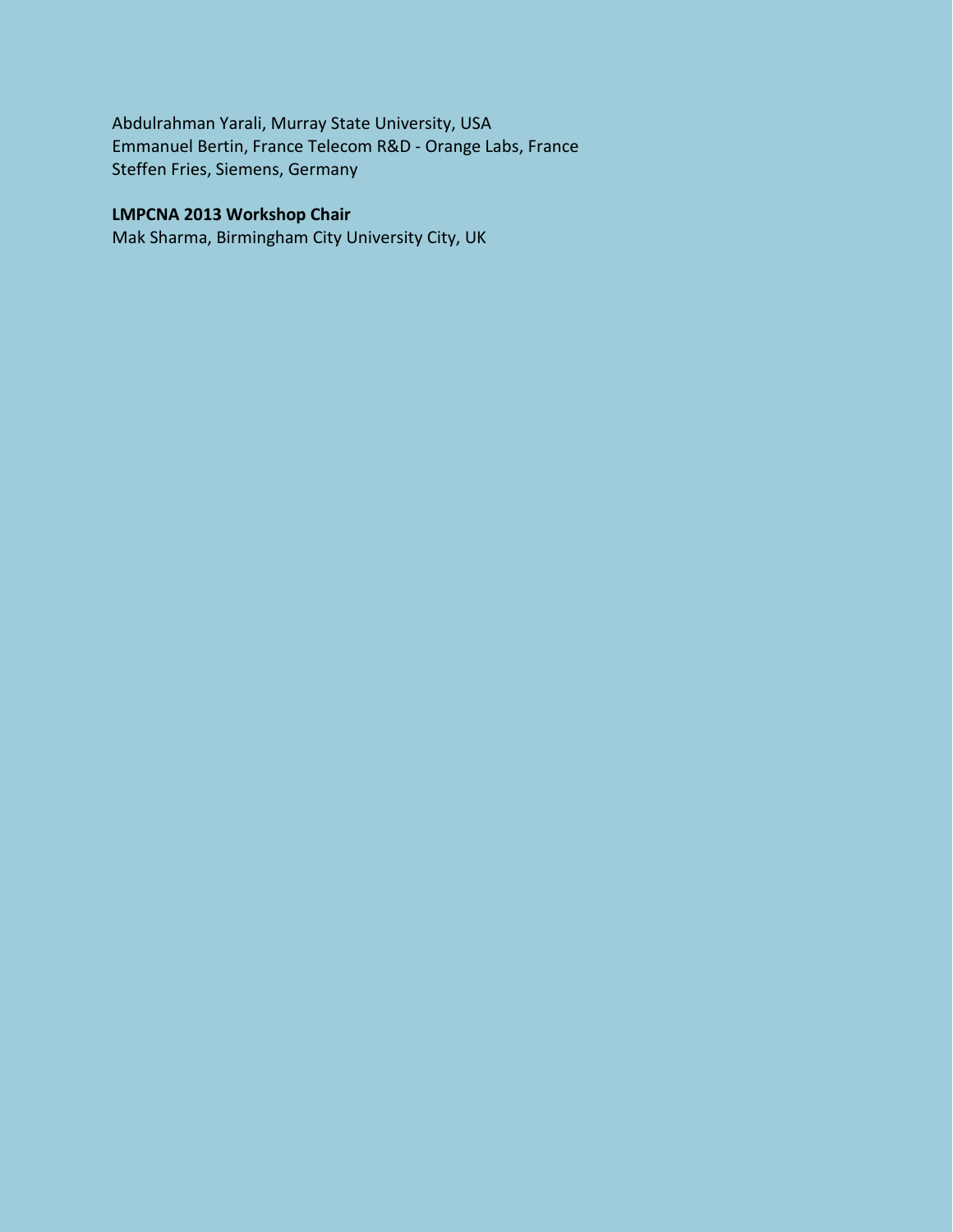Abdulrahman Yarali, Murray State University, USA
Emmanuel Bertin, France Telecom R&D - Orange Labs, France
Steffen Fries, Siemens, Germany

**LMPCNA 2013 Workshop Chair**
Mak Sharma, Birmingham City University City, UK